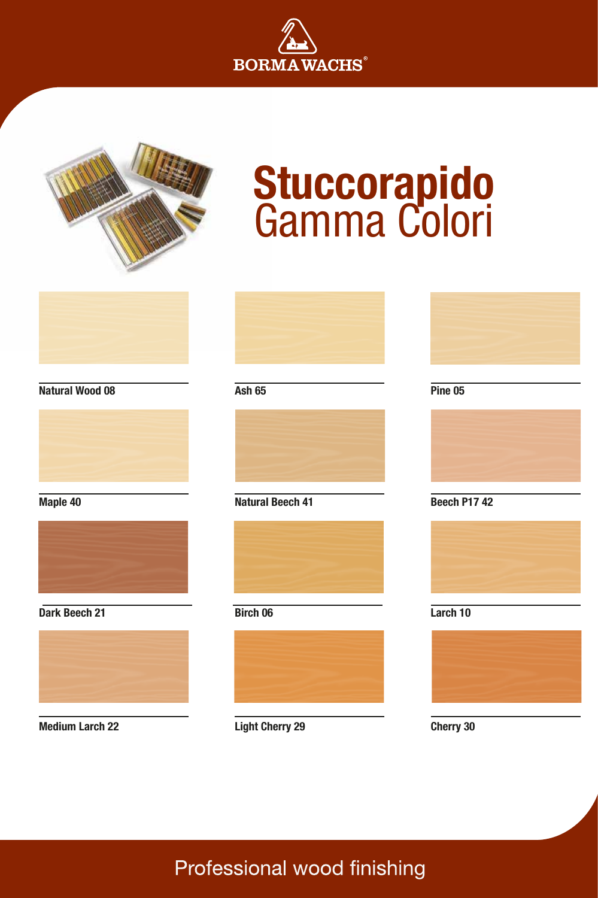BORMA WACHS®

# Stuccorapido
## Gamma Colori

Natural Wood 08

Ash 65

Pine 05

Maple 40

Natural Beech 41

Beech P17 42

Dark Beech 21

Birch 06

Larch 10

Medium Larch 22

Light Cherry 29

Cherry 30

Professional wood finishing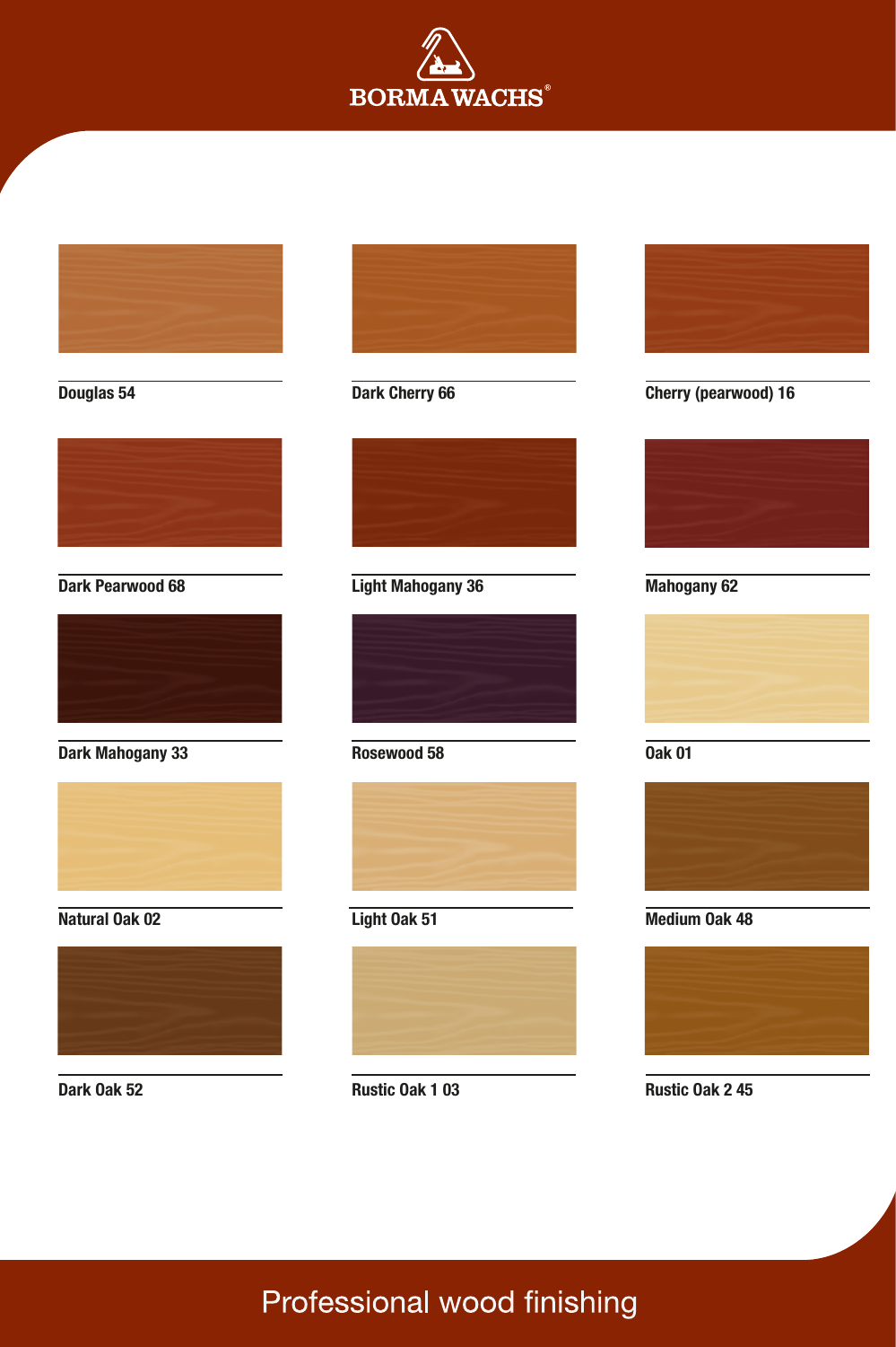BORMA WACHS®

Douglas 54

Dark Cherry 66

Cherry (pearwood) 16

Dark Pearwood 68

Light Mahogany 36

Mahogany 62

Dark Mahogany 33

Rosewood 58

Oak 01

Natural Oak 02

Light Oak 51

Medium Oak 48

Dark Oak 52

Rustic Oak 1 03

Rustic Oak 2 45

Professional wood finishing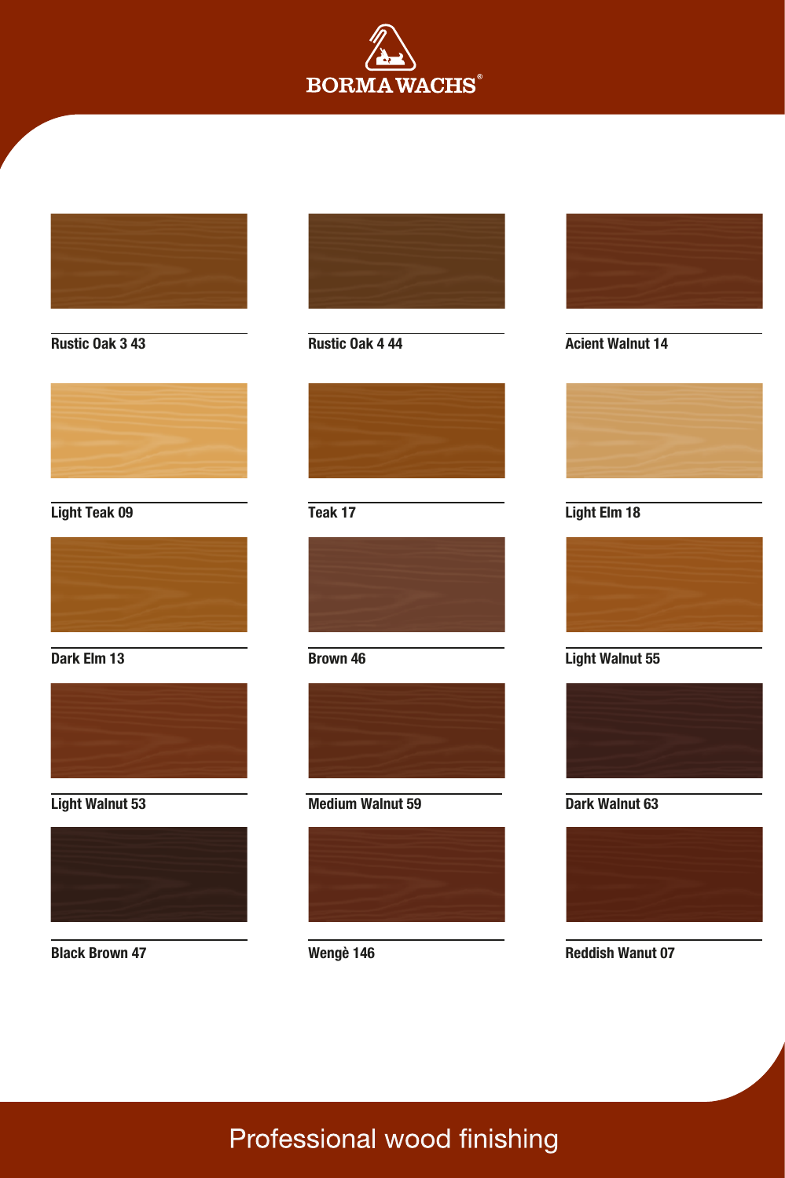# BORMA WACHS®

Rustic Oak 3 43

Rustic Oak 4 44

Acient Walnut 14

Light Teak 09

Teak 17

Light Elm 18

Dark Elm 13

Brown 46

Light Walnut 55

Light Walnut 53

Medium Walnut 59

Dark Walnut 63

Black Brown 47

Wengè 146

Reddish Wanut 07

Professional wood finishing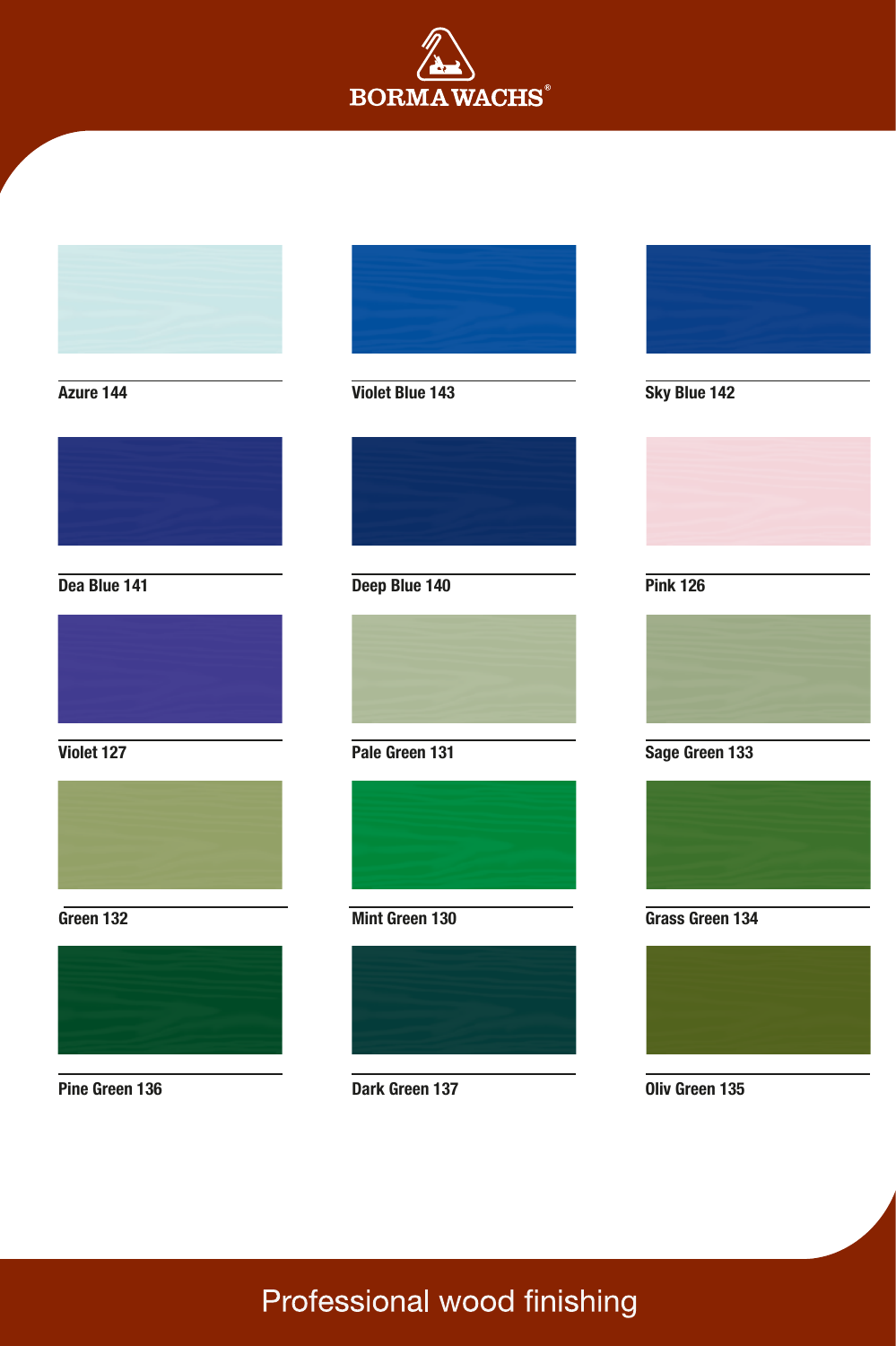BORMA WACHS®

Azure 144

Violet Blue 143

Sky Blue 142

Dea Blue 141

Deep Blue 140

Pink 126

Violet 127

Pale Green 131

Sage Green 133

Green 132

Mint Green 130

Grass Green 134

Pine Green 136

Dark Green 137

Oliv Green 135

Professional wood finishing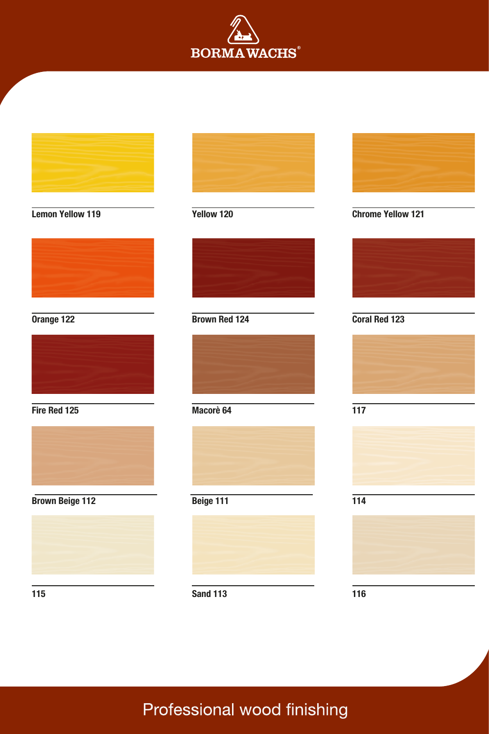BORMA WACHS®

Lemon Yellow 119

Yellow 120

Chrome Yellow 121

Orange 122

Brown Red 124

Coral Red 123

Fire Red 125

Macorè 64

117

Brown Beige 112

Beige 111

114

115

Sand 113

116

Professional wood finishing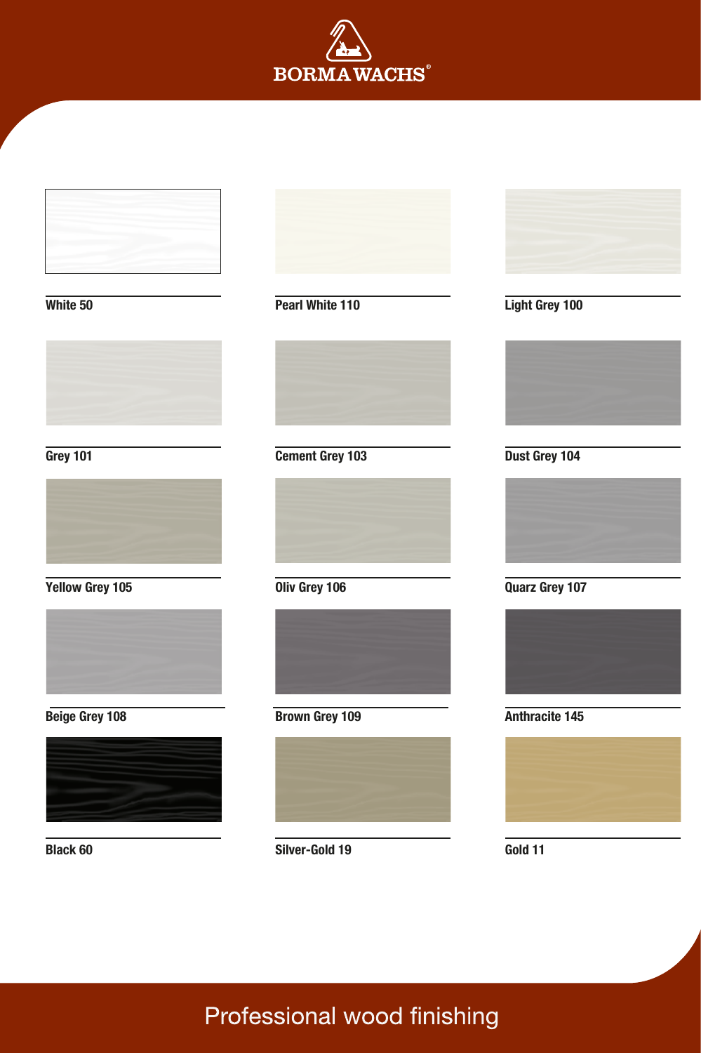BORMA WACHS®

White 50

Pearl White 110

Light Grey 100

Grey 101

Cement Grey 103

Dust Grey 104

Yellow Grey 105

Oliv Grey 106

Quarz Grey 107

Beige Grey 108

Brown Grey 109

Anthracite 145

Black 60

Silver-Gold 19

Gold 11

Professional wood finishing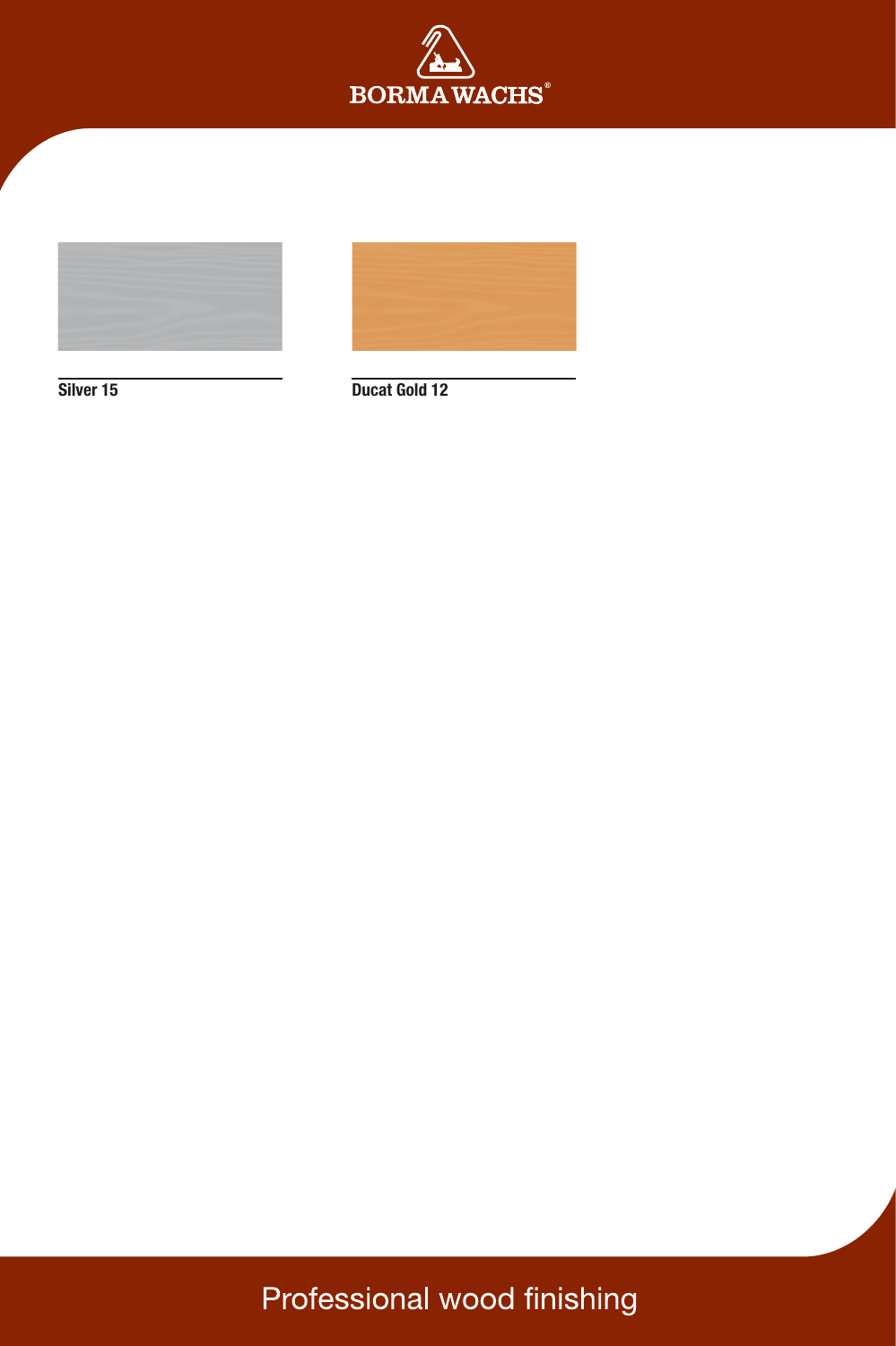BORMA WACHS®

Silver 15

Ducat Gold 12

Professional wood finishing